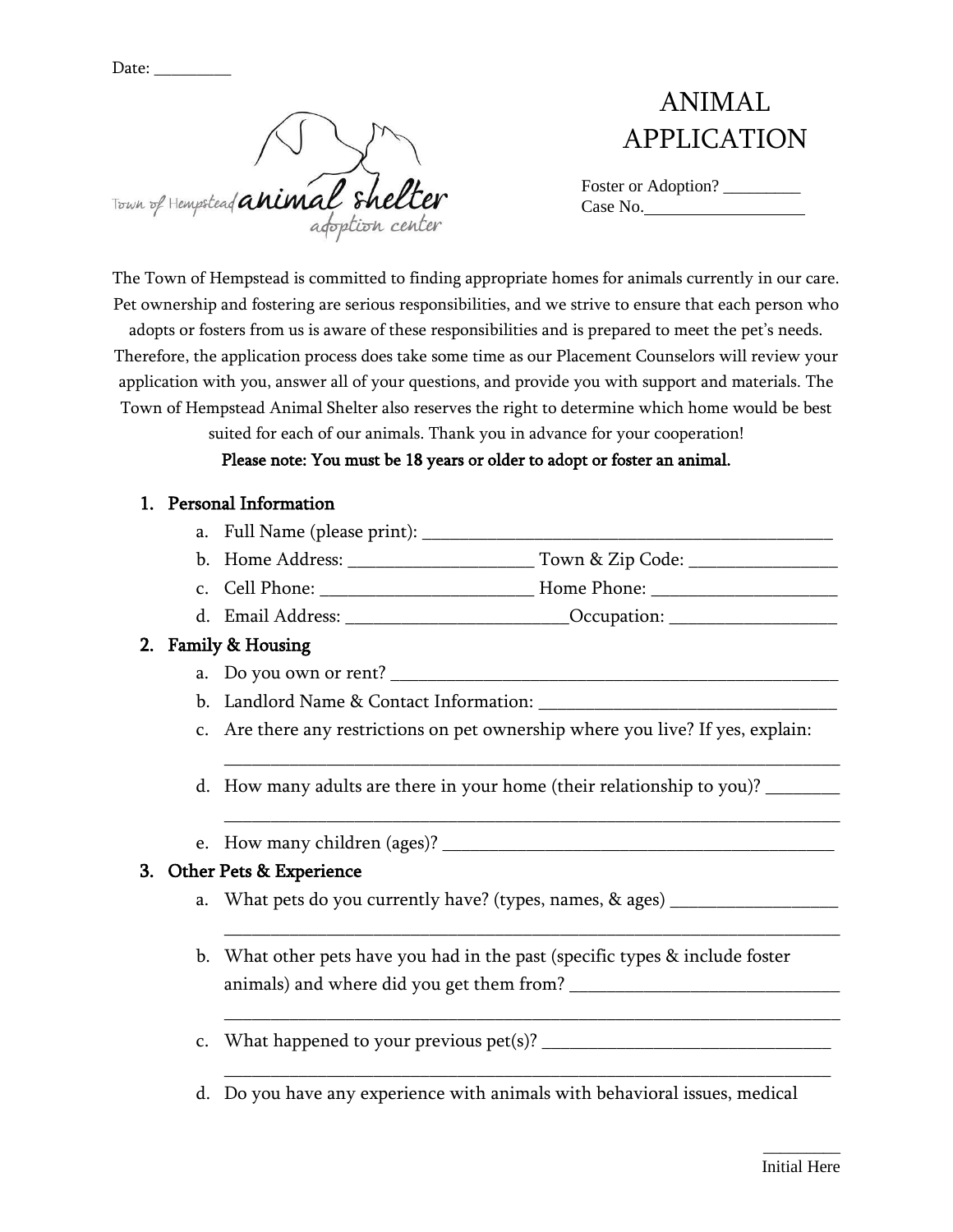Date: _________

# ANIMAL APPLICATION

Town of Hempstead animal shelter adoption center

Foster or Adoption? _________
Case No.__________________

The Town of Hempstead is committed to finding appropriate homes for animals currently in our care. Pet ownership and fostering are serious responsibilities, and we strive to ensure that each person who adopts or fosters from us is aware of these responsibilities and is prepared to meet the pet's needs. Therefore, the application process does take some time as our Placement Counselors will review your application with you, answer all of your questions, and provide you with support and materials. The Town of Hempstead Animal Shelter also reserves the right to determine which home would be best suited for each of our animals. Thank you in advance for your cooperation!

**Please note: You must be 18 years or older to adopt or foster an animal.**

1. **Personal Information**
   a. Full Name (please print): ____________________________________________
   b. Home Address: ____________________ Town & Zip Code: ________________
   c. Cell Phone: _______________________ Home Phone: ____________________
   d. Email Address: ________________________Occupation: __________________

2. **Family & Housing**
   a. Do you own or rent? _________________________________________________
   b. Landlord Name & Contact Information: ________________________________
   c. Are there any restrictions on pet ownership where you live? If yes, explain:
   _____________________________________________________________________
   d. How many adults are there in your home (their relationship to you)? ________
   _____________________________________________________________________
   e. How many children (ages)? ___________________________________________

3. **Other Pets & Experience**
   a. What pets do you currently have? (types, names, & ages) __________________
   _____________________________________________________________________
   b. What other pets have you had in the past (specific types & include foster animals) and where did you get them from? _____________________________
   _____________________________________________________________________
   c. What happened to your previous pet(s)? _______________________________
   _____________________________________________________________________
   d. Do you have any experience with animals with behavioral issues, medical

_________
Initial Here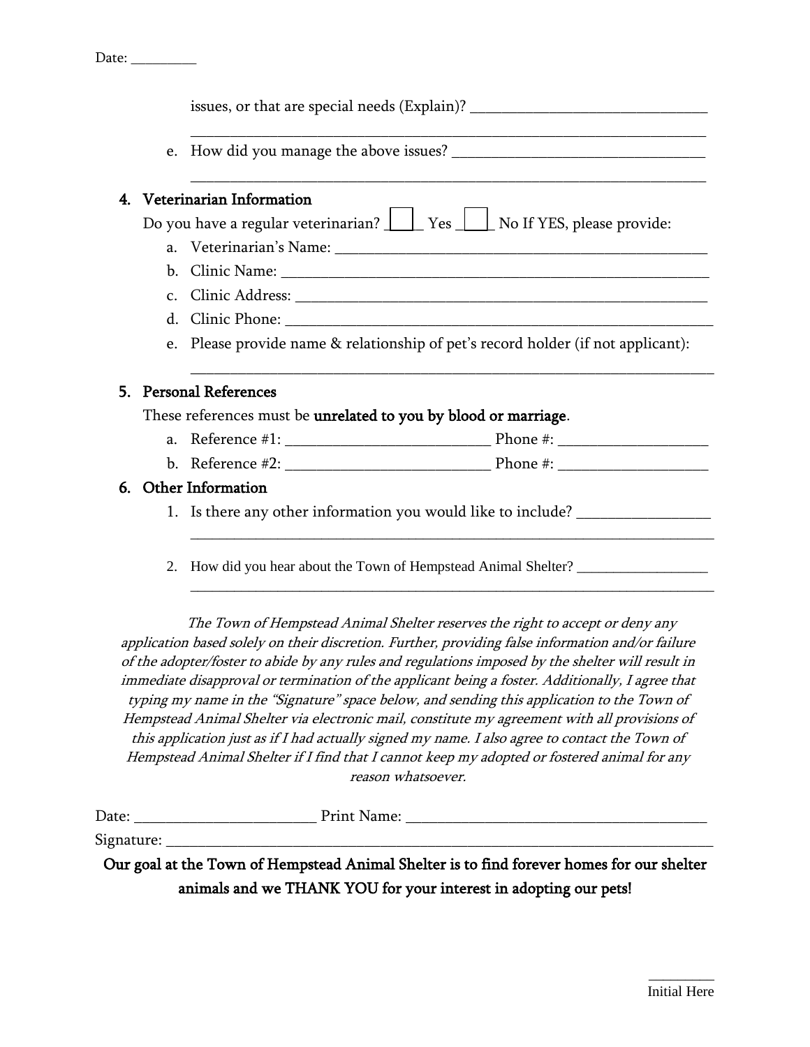Date: _________

issues, or that are special needs (Explain)? _______________________________

_____________________________________________________________________

e. How did you manage the above issues? _________________________________

_____________________________________________________________________

## 4. Veterinarian Information

Do you have a regular veterinarian? ☐ Yes ☐ No If YES, please provide:

a. Veterinarian's Name: ______________________________________________
b. Clinic Name: _____________________________________________________
c. Clinic Address: ___________________________________________________
d. Clinic Phone: ____________________________________________________
e. Please provide name & relationship of pet's record holder (if not applicant):

_____________________________________________________________________

## 5. Personal References

These references must be **unrelated to you by blood or marriage**.

a. Reference #1: ___________________________ Phone #: ___________________
b. Reference #2: ___________________________ Phone #: ___________________

## 6. Other Information

1. Is there any other information you would like to include? _________________

_____________________________________________________________________

2. How did you hear about the Town of Hempstead Animal Shelter? _________________

_____________________________________________________________________

*The Town of Hempstead Animal Shelter reserves the right to accept or deny any application based solely on their discretion. Further, providing false information and/or failure of the adopter/foster to abide by any rules and regulations imposed by the shelter will result in immediate disapproval or termination of the applicant being a foster. Additionally, I agree that typing my name in the "Signature" space below, and sending this application to the Town of Hempstead Animal Shelter via electronic mail, constitute my agreement with all provisions of this application just as if I had actually signed my name. I also agree to contact the Town of Hempstead Animal Shelter if I find that I cannot keep my adopted or fostered animal for any reason whatsoever.*

Date: _______________________ Print Name: ________________________________________

Signature: ______________________________________________________________________

**Our goal at the Town of Hempstead Animal Shelter is to find forever homes for our shelter animals and we THANK YOU for your interest in adopting our pets!**

_________
Initial Here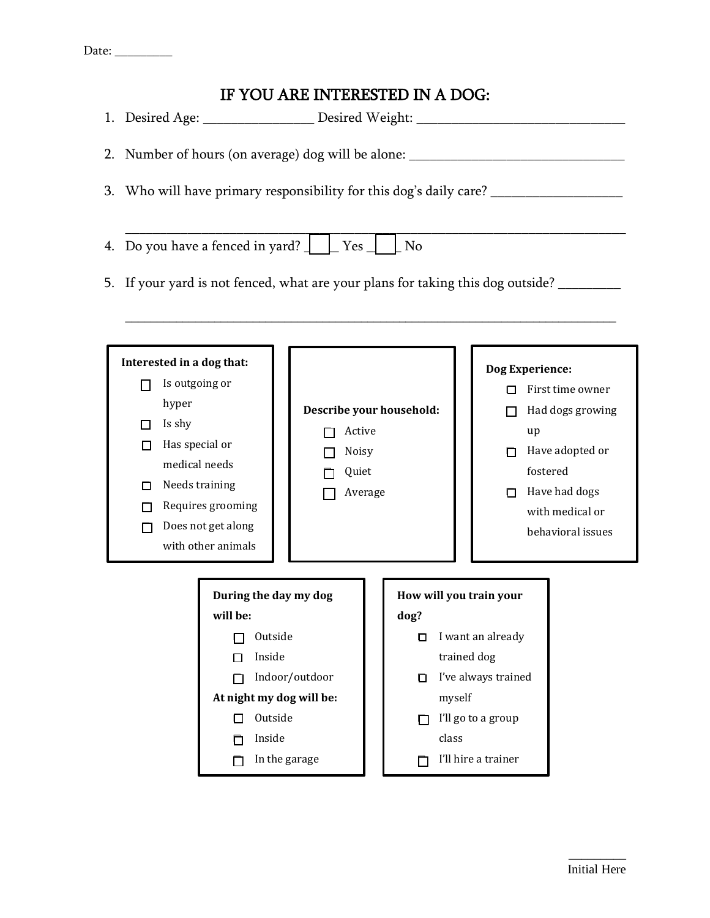Date: _________

## IF YOU ARE INTERESTED IN A DOG:

1. Desired Age: ________________ Desired Weight: ______________________________

2. Number of hours (on average) dog will be alone: ______________________________

3. Who will have primary responsibility for this dog's daily care? ___________________

   ____________________________________________________________________________

4. Do you have a fenced in yard? ☐ Yes ☐ No

5. If your yard is not fenced, what are your plans for taking this dog outside? _________

   ____________________________________________________________________________

**Interested in a dog that:**

- ☐ Is outgoing or hyper
- ☐ Is shy
- ☐ Has special or medical needs
- ☐ Needs training
- ☐ Requires grooming
- ☐ Does not get along with other animals

**Describe your household:**

- ☐ Active
- ☐ Noisy
- ☐ Quiet
- ☐ Average

**Dog Experience:**

- ☐ First time owner
- ☐ Had dogs growing up
- ☐ Have adopted or fostered
- ☐ Have had dogs with medical or behavioral issues

**During the day my dog will be:**

- ☐ Outside
- ☐ Inside
- ☐ Indoor/outdoor

**At night my dog will be:**

- ☐ Outside
- ☐ Inside
- ☐ In the garage

**How will you train your dog?**

- ☐ I want an already trained dog
- ☐ I've always trained myself
- ☐ I'll go to a group class
- ☐ I'll hire a trainer

_________
Initial Here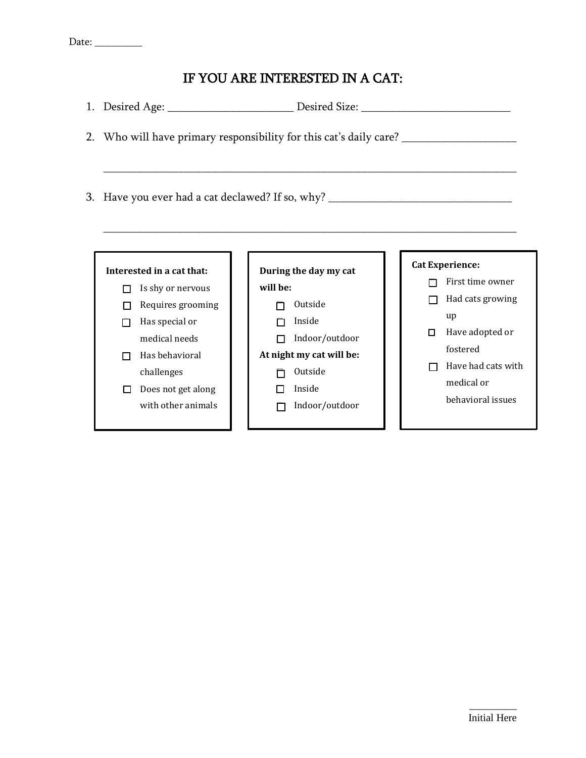Date: _________

# IF YOU ARE INTERESTED IN A CAT:

1. Desired Age: _______________________ Desired Size: ___________________________
2. Who will have primary responsibility for this cat's daily care? _____________________

   ______________________________________________________________________________
3. Have you ever had a cat declawed? If so, why? __________________________________

   ______________________________________________________________________________

**Interested in a cat that:**

- ☐ Is shy or nervous
- ☐ Requires grooming
- ☐ Has special or medical needs
- ☐ Has behavioral challenges
- ☐ Does not get along with other animals

**During the day my cat will be:**

- ☐ Outside
- ☐ Inside
- ☐ Indoor/outdoor

**At night my cat will be:**

- ☐ Outside
- ☐ Inside
- ☐ Indoor/outdoor

**Cat Experience:**

- ☐ First time owner
- ☐ Had cats growing up
- ☐ Have adopted or fostered
- ☐ Have had cats with medical or behavioral issues

_________
Initial Here